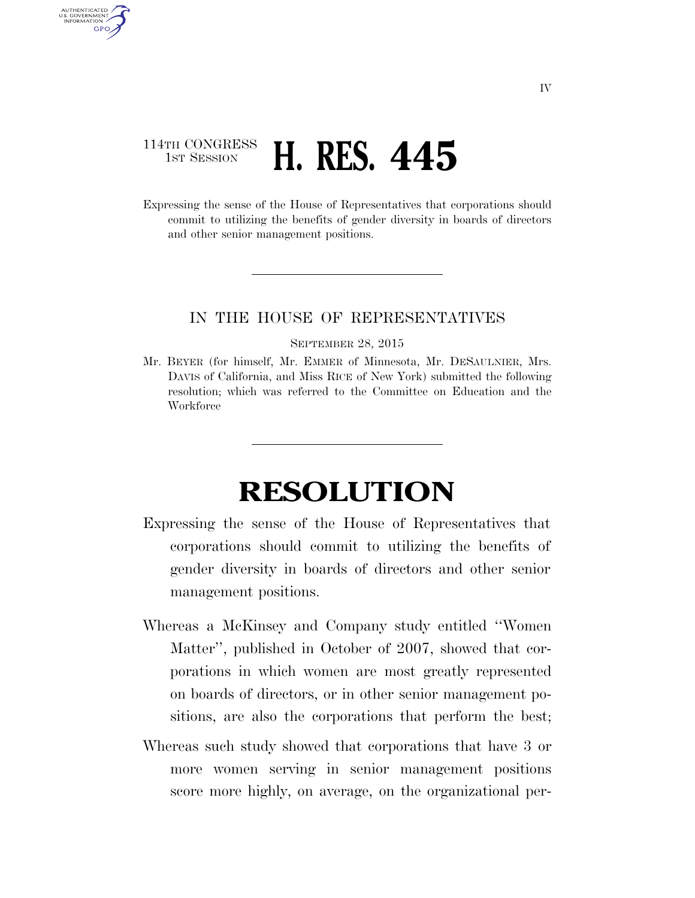114TH CONGRESS
1ST SESSION

# H. RES. 445

Expressing the sense of the House of Representatives that corporations should commit to utilizing the benefits of gender diversity in boards of directors and other senior management positions.

---

IN THE HOUSE OF REPRESENTATIVES

SEPTEMBER 28, 2015

Mr. BEYER (for himself, Mr. EMMER of Minnesota, Mr. DESAULNIER, Mrs. DAVIS of California, and Miss RICE of New York) submitted the following resolution; which was referred to the Committee on Education and the Workforce

---

# RESOLUTION

Expressing the sense of the House of Representatives that corporations should commit to utilizing the benefits of gender diversity in boards of directors and other senior management positions.

Whereas a McKinsey and Company study entitled ''Women Matter'', published in October of 2007, showed that corporations in which women are most greatly represented on boards of directors, or in other senior management positions, are also the corporations that perform the best;

Whereas such study showed that corporations that have 3 or more women serving in senior management positions score more highly, on average, on the organizational per-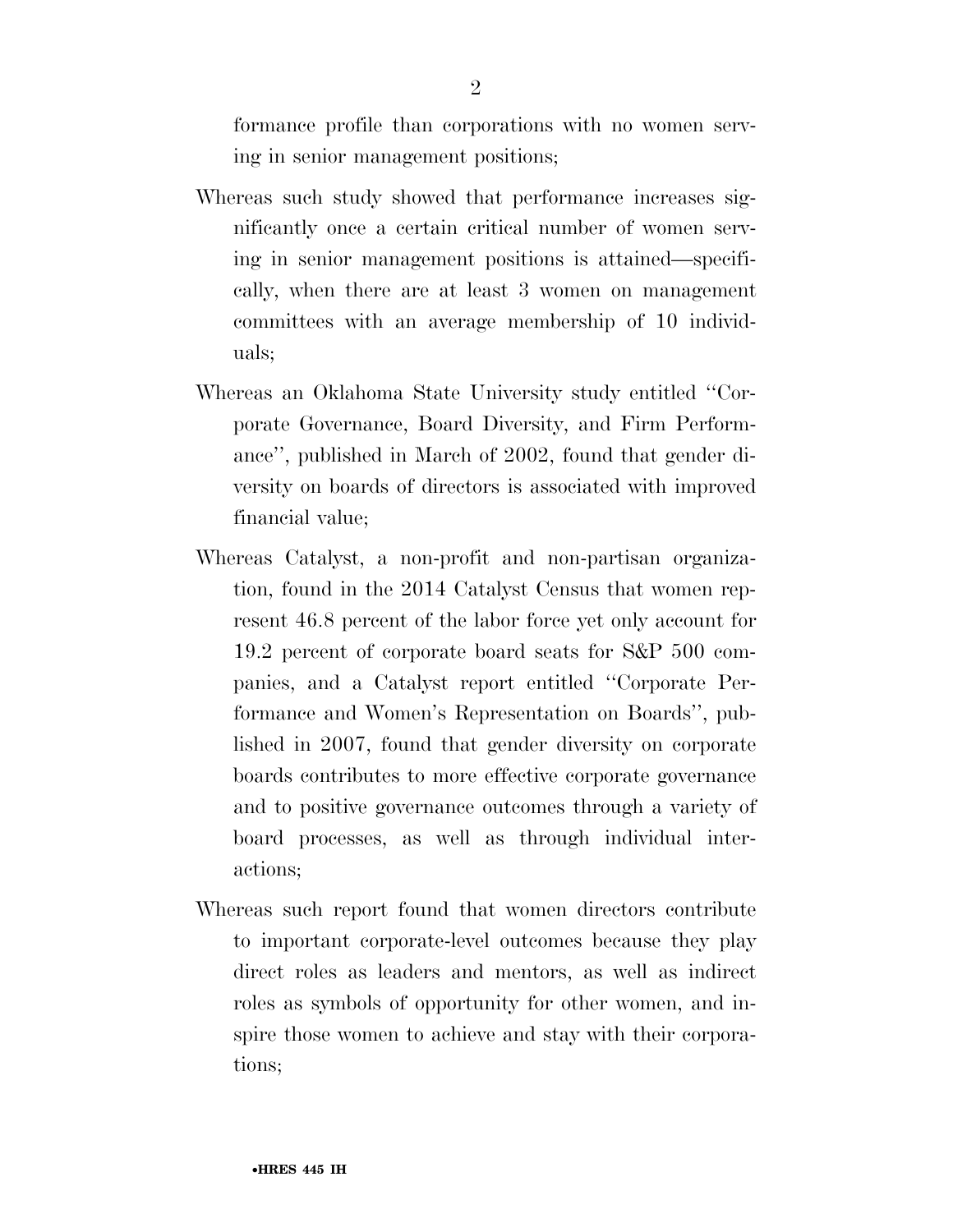formance profile than corporations with no women serving in senior management positions;

Whereas such study showed that performance increases significantly once a certain critical number of women serving in senior management positions is attained—specifically, when there are at least 3 women on management committees with an average membership of 10 individuals;

Whereas an Oklahoma State University study entitled ''Corporate Governance, Board Diversity, and Firm Performance'', published in March of 2002, found that gender diversity on boards of directors is associated with improved financial value;

Whereas Catalyst, a non-profit and non-partisan organization, found in the 2014 Catalyst Census that women represent 46.8 percent of the labor force yet only account for 19.2 percent of corporate board seats for S&P 500 companies, and a Catalyst report entitled ''Corporate Performance and Women's Representation on Boards'', published in 2007, found that gender diversity on corporate boards contributes to more effective corporate governance and to positive governance outcomes through a variety of board processes, as well as through individual interactions;

Whereas such report found that women directors contribute to important corporate-level outcomes because they play direct roles as leaders and mentors, as well as indirect roles as symbols of opportunity for other women, and inspire those women to achieve and stay with their corporations;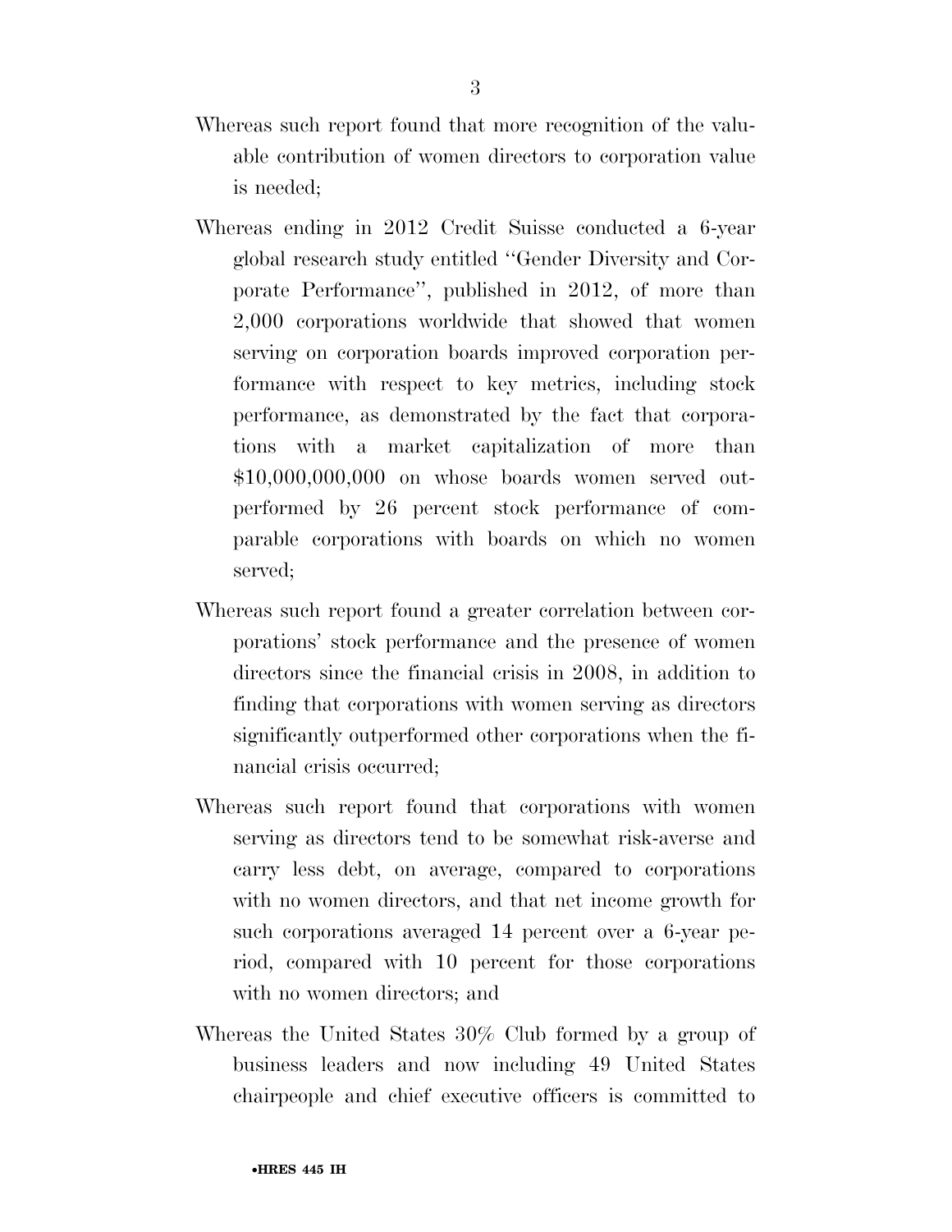Whereas such report found that more recognition of the valuable contribution of women directors to corporation value is needed;

Whereas ending in 2012 Credit Suisse conducted a 6-year global research study entitled ''Gender Diversity and Corporate Performance'', published in 2012, of more than 2,000 corporations worldwide that showed that women serving on corporation boards improved corporation performance with respect to key metrics, including stock performance, as demonstrated by the fact that corporations with a market capitalization of more than $10,000,000,000 on whose boards women served outperformed by 26 percent stock performance of comparable corporations with boards on which no women served;

Whereas such report found a greater correlation between corporations' stock performance and the presence of women directors since the financial crisis in 2008, in addition to finding that corporations with women serving as directors significantly outperformed other corporations when the financial crisis occurred;

Whereas such report found that corporations with women serving as directors tend to be somewhat risk-averse and carry less debt, on average, compared to corporations with no women directors, and that net income growth for such corporations averaged 14 percent over a 6-year period, compared with 10 percent for those corporations with no women directors; and

Whereas the United States 30% Club formed by a group of business leaders and now including 49 United States chairpeople and chief executive officers is committed to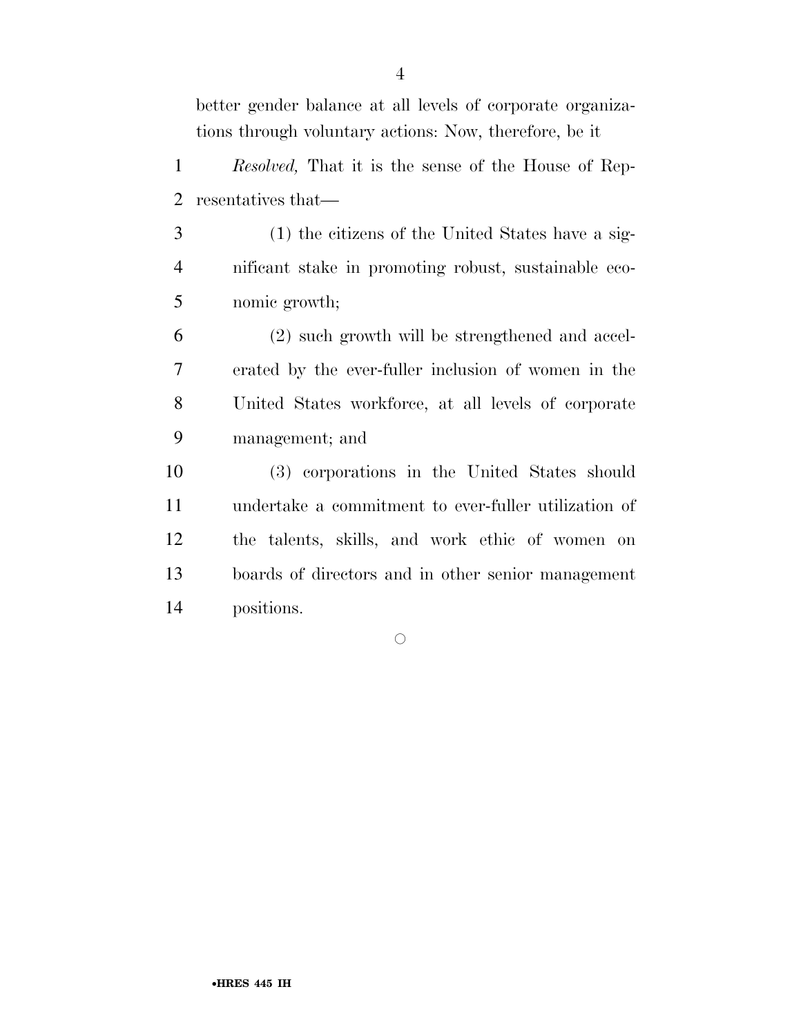better gender balance at all levels of corporate organizations through voluntary actions: Now, therefore, be it

*Resolved,* That it is the sense of the House of Representatives that—

(1) the citizens of the United States have a significant stake in promoting robust, sustainable economic growth;

(2) such growth will be strengthened and accelerated by the ever-fuller inclusion of women in the United States workforce, at all levels of corporate management; and

(3) corporations in the United States should undertake a commitment to ever-fuller utilization of the talents, skills, and work ethic of women on boards of directors and in other senior management positions.

○